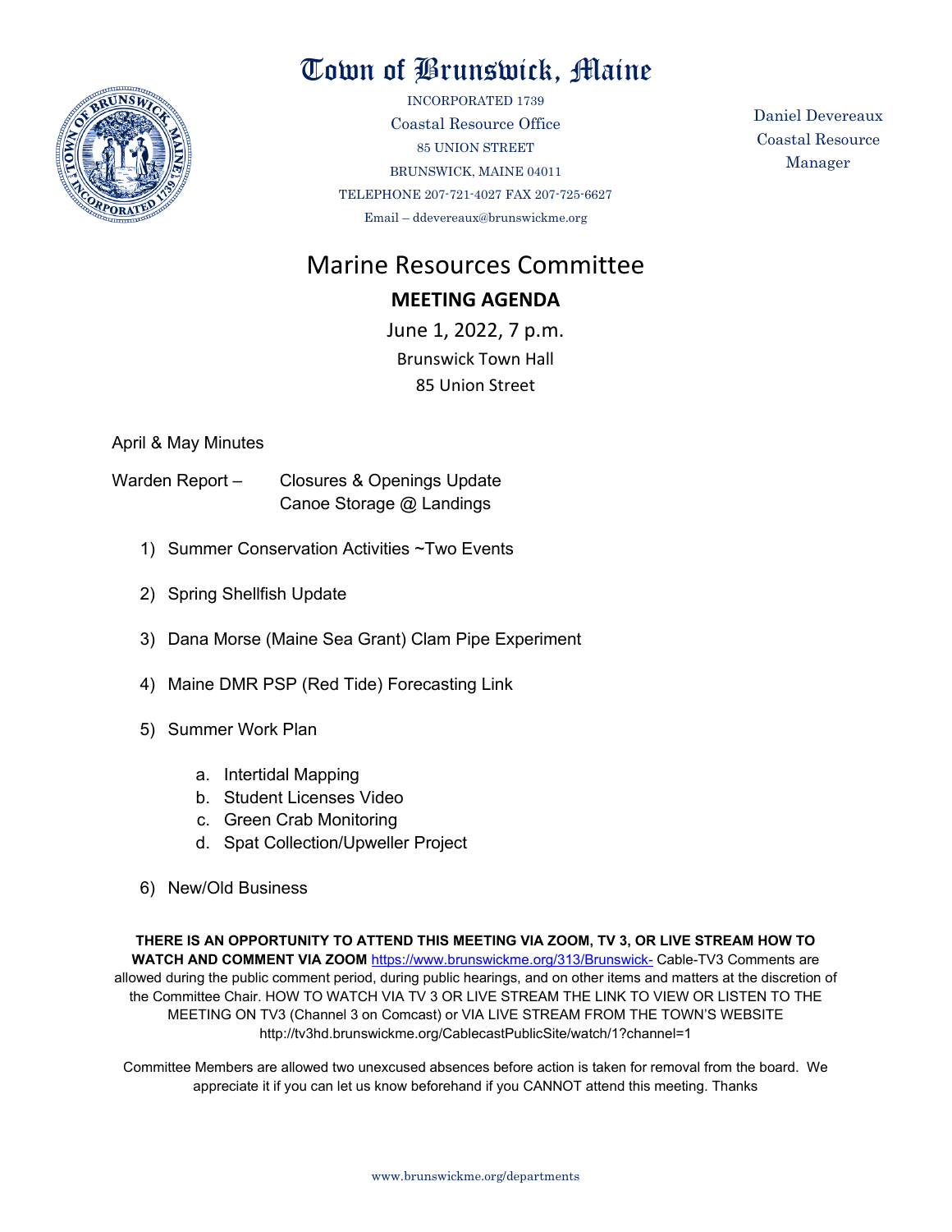# Town of Brunswick, Maine

INCORPORATED 1739
Coastal Resource Office
85 UNION STREET
BRUNSWICK, MAINE 04011
TELEPHONE 207-721-4027 FAX 207-725-6627
Email – ddevereaux@brunswickme.org

Daniel Devereaux
Coastal Resource
Manager

## Marine Resources Committee

### MEETING AGENDA

June 1, 2022, 7 p.m.
Brunswick Town Hall
85 Union Street

April & May Minutes

Warden Report – Closures & Openings Update
Canoe Storage @ Landings

1) Summer Conservation Activities ~Two Events

2) Spring Shellfish Update

3) Dana Morse (Maine Sea Grant) Clam Pipe Experiment

4) Maine DMR PSP (Red Tide) Forecasting Link

5) Summer Work Plan

   a. Intertidal Mapping
   b. Student Licenses Video
   c. Green Crab Monitoring
   d. Spat Collection/Upweller Project

6) New/Old Business

**THERE IS AN OPPORTUNITY TO ATTEND THIS MEETING VIA ZOOM, TV 3, OR LIVE STREAM HOW TO WATCH AND COMMENT VIA ZOOM** https://www.brunswickme.org/313/Brunswick- Cable-TV3 Comments are allowed during the public comment period, during public hearings, and on other items and matters at the discretion of the Committee Chair. HOW TO WATCH VIA TV 3 OR LIVE STREAM THE LINK TO VIEW OR LISTEN TO THE MEETING ON TV3 (Channel 3 on Comcast) or VIA LIVE STREAM FROM THE TOWN'S WEBSITE http://tv3hd.brunswickme.org/CablecastPublicSite/watch/1?channel=1

Committee Members are allowed two unexcused absences before action is taken for removal from the board. We appreciate it if you can let us know beforehand if you CANNOT attend this meeting. Thanks

www.brunswickme.org/departments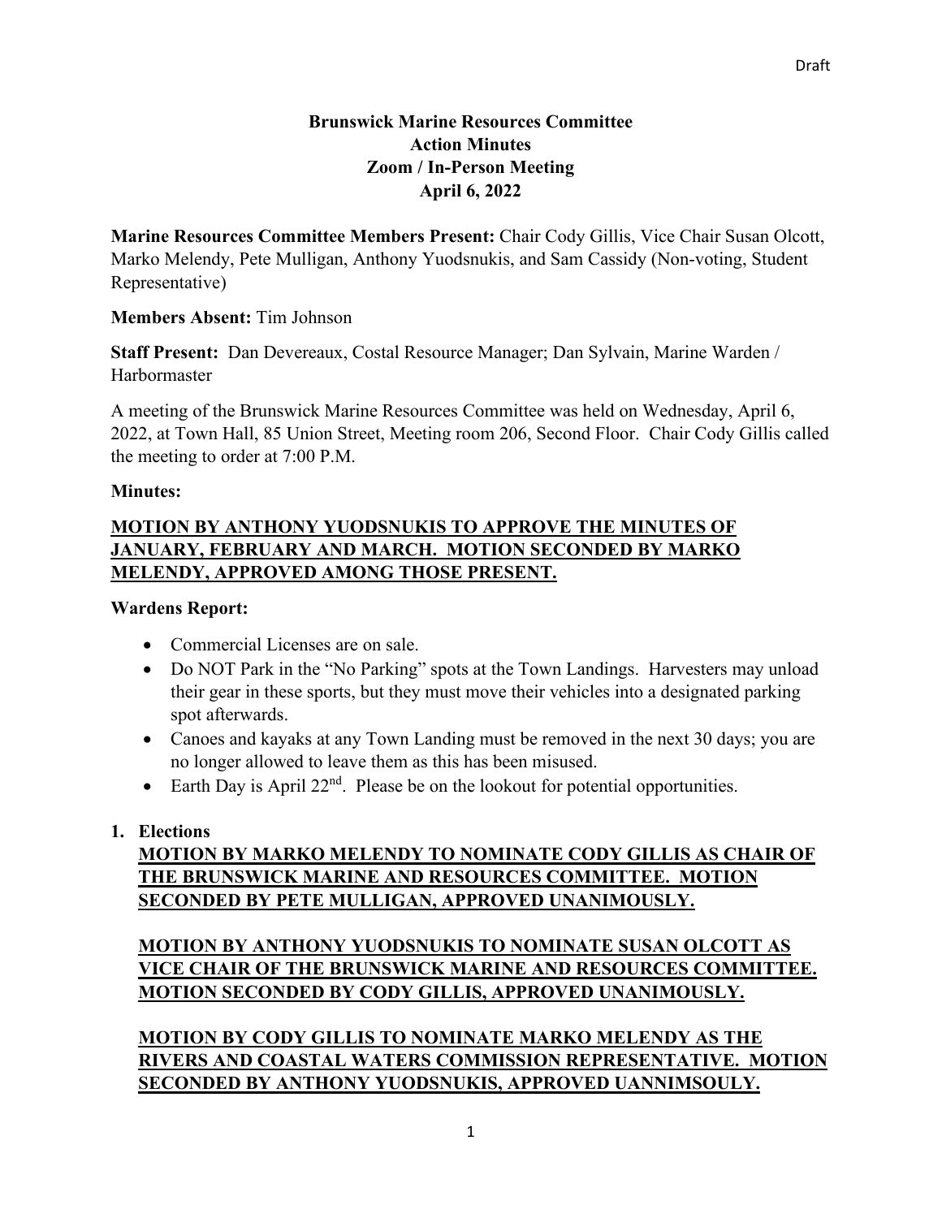Draft

**Brunswick Marine Resources Committee**
**Action Minutes**
**Zoom / In-Person Meeting**
**April 6, 2022**

**Marine Resources Committee Members Present:** Chair Cody Gillis, Vice Chair Susan Olcott, Marko Melendy, Pete Mulligan, Anthony Yuodsnukis, and Sam Cassidy (Non-voting, Student Representative)

**Members Absent:** Tim Johnson

**Staff Present:** Dan Devereaux, Costal Resource Manager; Dan Sylvain, Marine Warden / Harbormaster

A meeting of the Brunswick Marine Resources Committee was held on Wednesday, April 6, 2022, at Town Hall, 85 Union Street, Meeting room 206, Second Floor. Chair Cody Gillis called the meeting to order at 7:00 P.M.

**Minutes:**

**MOTION BY ANTHONY YUODSNUKIS TO APPROVE THE MINUTES OF JANUARY, FEBRUARY AND MARCH. MOTION SECONDED BY MARKO MELENDY, APPROVED AMONG THOSE PRESENT.**

**Wardens Report:**

- Commercial Licenses are on sale.
- Do NOT Park in the "No Parking" spots at the Town Landings. Harvesters may unload their gear in these sports, but they must move their vehicles into a designated parking spot afterwards.
- Canoes and kayaks at any Town Landing must be removed in the next 30 days; you are no longer allowed to leave them as this has been misused.
- Earth Day is April 22nd. Please be on the lookout for potential opportunities.

**1. Elections**

**MOTION BY MARKO MELENDY TO NOMINATE CODY GILLIS AS CHAIR OF THE BRUNSWICK MARINE AND RESOURCES COMMITTEE. MOTION SECONDED BY PETE MULLIGAN, APPROVED UNANIMOUSLY.**

**MOTION BY ANTHONY YUODSNUKIS TO NOMINATE SUSAN OLCOTT AS VICE CHAIR OF THE BRUNSWICK MARINE AND RESOURCES COMMITTEE. MOTION SECONDED BY CODY GILLIS, APPROVED UNANIMOUSLY.**

**MOTION BY CODY GILLIS TO NOMINATE MARKO MELENDY AS THE RIVERS AND COASTAL WATERS COMMISSION REPRESENTATIVE. MOTION SECONDED BY ANTHONY YUODSNUKIS, APPROVED UANNIMSOULY.**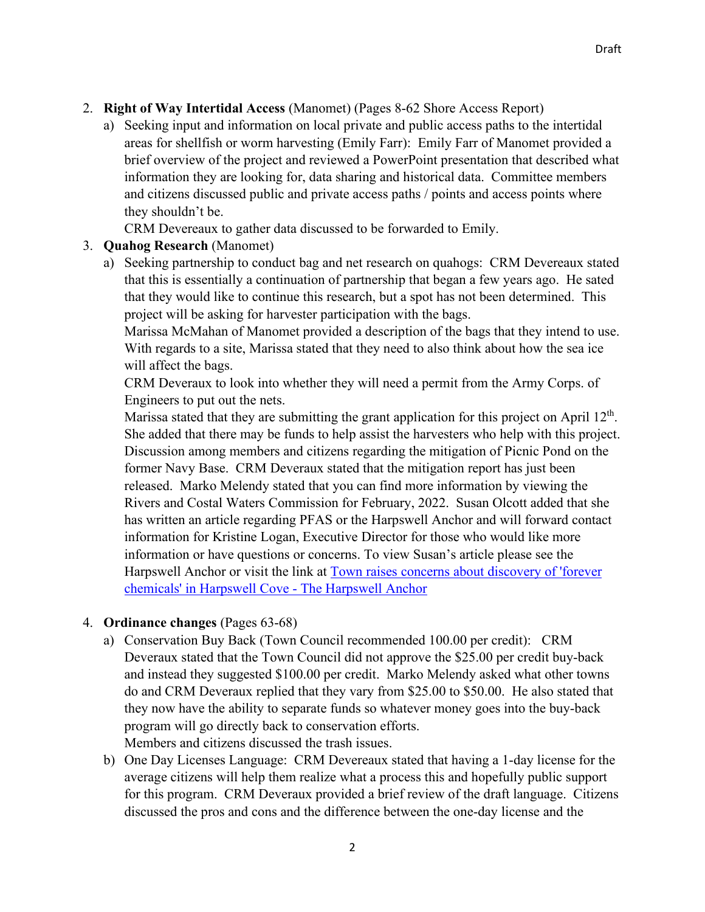2. **Right of Way Intertidal Access** (Manomet) (Pages 8-62 Shore Access Report)
   a) Seeking input and information on local private and public access paths to the intertidal areas for shellfish or worm harvesting (Emily Farr): Emily Farr of Manomet provided a brief overview of the project and reviewed a PowerPoint presentation that described what information they are looking for, data sharing and historical data. Committee members and citizens discussed public and private access paths / points and access points where they shouldn't be.
   
      CRM Devereaux to gather data discussed to be forwarded to Emily.

3. **Quahog Research** (Manomet)
   a) Seeking partnership to conduct bag and net research on quahogs: CRM Devereaux stated that this is essentially a continuation of partnership that began a few years ago. He sated that they would like to continue this research, but a spot has not been determined. This project will be asking for harvester participation with the bags.
   
      Marissa McMahan of Manomet provided a description of the bags that they intend to use. With regards to a site, Marissa stated that they need to also think about how the sea ice will affect the bags.
   
      CRM Deveraux to look into whether they will need a permit from the Army Corps. of Engineers to put out the nets.
   
      Marissa stated that they are submitting the grant application for this project on April 12th. She added that there may be funds to help assist the harvesters who help with this project. Discussion among members and citizens regarding the mitigation of Picnic Pond on the former Navy Base. CRM Deveraux stated that the mitigation report has just been released. Marko Melendy stated that you can find more information by viewing the Rivers and Costal Waters Commission for February, 2022. Susan Olcott added that she has written an article regarding PFAS or the Harpswell Anchor and will forward contact information for Kristine Logan, Executive Director for those who would like more information or have questions or concerns. To view Susan's article please see the Harpswell Anchor or visit the link at [Town raises concerns about discovery of 'forever chemicals' in Harpswell Cove - The Harpswell Anchor]()

4. **Ordinance changes** (Pages 63-68)
   a) Conservation Buy Back (Town Council recommended 100.00 per credit): CRM Deveraux stated that the Town Council did not approve the $25.00 per credit buy-back and instead they suggested $100.00 per credit. Marko Melendy asked what other towns do and CRM Deveraux replied that they vary from $25.00 to $50.00. He also stated that they now have the ability to separate funds so whatever money goes into the buy-back program will go directly back to conservation efforts.
   
      Members and citizens discussed the trash issues.
   
   b) One Day Licenses Language: CRM Devereaux stated that having a 1-day license for the average citizens will help them realize what a process this and hopefully public support for this program. CRM Deveraux provided a brief review of the draft language. Citizens discussed the pros and cons and the difference between the one-day license and the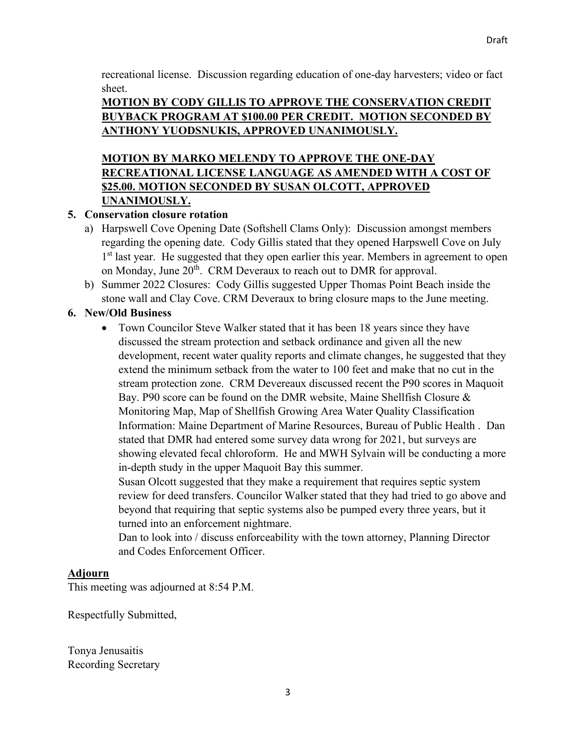recreational license. Discussion regarding education of one-day harvesters; video or fact sheet.

**MOTION BY CODY GILLIS TO APPROVE THE CONSERVATION CREDIT BUYBACK PROGRAM AT $100.00 PER CREDIT. MOTION SECONDED BY ANTHONY YUODSNUKIS, APPROVED UNANIMOUSLY.**

**MOTION BY MARKO MELENDY TO APPROVE THE ONE-DAY RECREATIONAL LICENSE LANGUAGE AS AMENDED WITH A COST OF $25.00. MOTION SECONDED BY SUSAN OLCOTT, APPROVED UNANIMOUSLY.**

**5. Conservation closure rotation**

a) Harpswell Cove Opening Date (Softshell Clams Only): Discussion amongst members regarding the opening date. Cody Gillis stated that they opened Harpswell Cove on July 1st last year. He suggested that they open earlier this year. Members in agreement to open on Monday, June 20th. CRM Deveraux to reach out to DMR for approval.

b) Summer 2022 Closures: Cody Gillis suggested Upper Thomas Point Beach inside the stone wall and Clay Cove. CRM Deveraux to bring closure maps to the June meeting.

**6. New/Old Business**

- Town Councilor Steve Walker stated that it has been 18 years since they have discussed the stream protection and setback ordinance and given all the new development, recent water quality reports and climate changes, he suggested that they extend the minimum setback from the water to 100 feet and make that no cut in the stream protection zone. CRM Devereaux discussed recent the P90 scores in Maquoit Bay. P90 score can be found on the DMR website, Maine Shellfish Closure & Monitoring Map, Map of Shellfish Growing Area Water Quality Classification Information: Maine Department of Marine Resources, Bureau of Public Health . Dan stated that DMR had entered some survey data wrong for 2021, but surveys are showing elevated fecal chloroform. He and MWH Sylvain will be conducting a more in-depth study in the upper Maquoit Bay this summer.

  Susan Olcott suggested that they make a requirement that requires septic system review for deed transfers. Councilor Walker stated that they had tried to go above and beyond that requiring that septic systems also be pumped every three years, but it turned into an enforcement nightmare.

  Dan to look into / discuss enforceability with the town attorney, Planning Director and Codes Enforcement Officer.

**Adjourn**

This meeting was adjourned at 8:54 P.M.

Respectfully Submitted,

Tonya Jenusaitis
Recording Secretary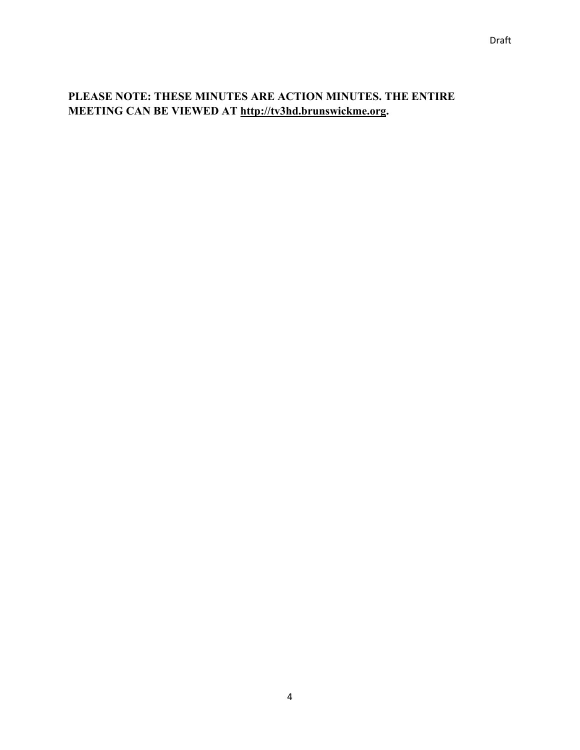**PLEASE NOTE: THESE MINUTES ARE ACTION MINUTES. THE ENTIRE MEETING CAN BE VIEWED AT http://tv3hd.brunswickme.org.**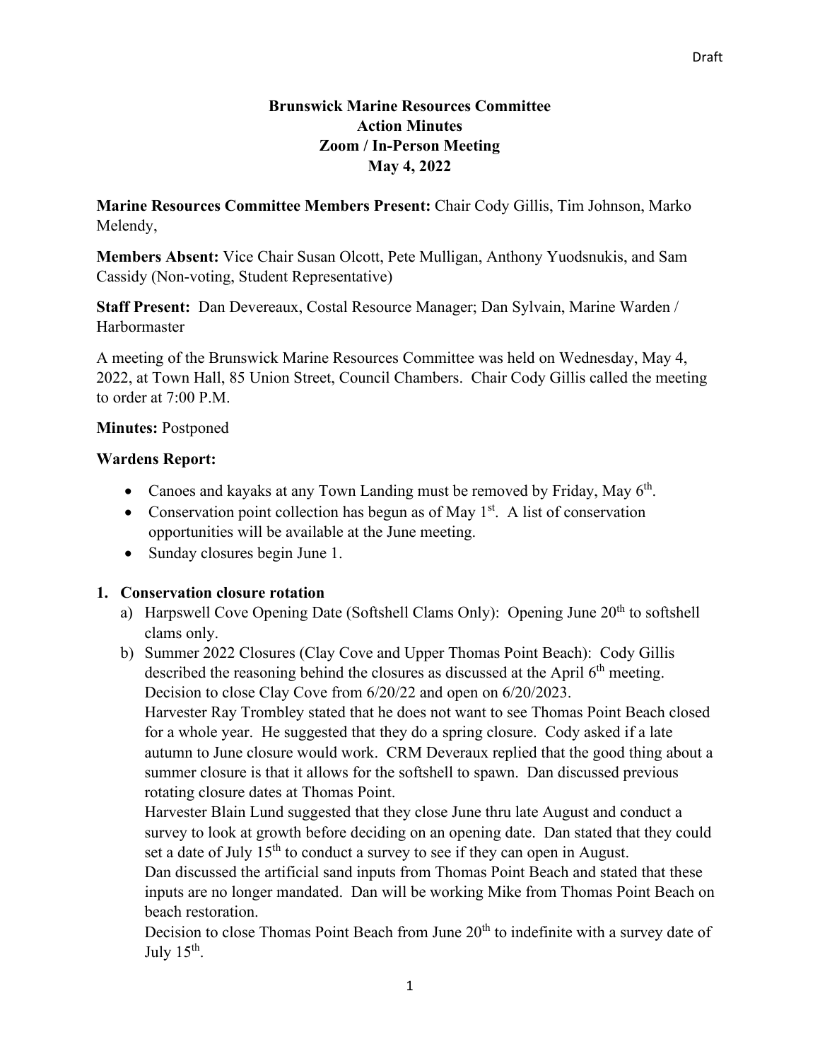Draft

**Brunswick Marine Resources Committee**
**Action Minutes**
**Zoom / In-Person Meeting**
**May 4, 2022**

**Marine Resources Committee Members Present:** Chair Cody Gillis, Tim Johnson, Marko Melendy,

**Members Absent:** Vice Chair Susan Olcott, Pete Mulligan, Anthony Yuodsnukis, and Sam Cassidy (Non-voting, Student Representative)

**Staff Present:** Dan Devereaux, Costal Resource Manager; Dan Sylvain, Marine Warden / Harbormaster

A meeting of the Brunswick Marine Resources Committee was held on Wednesday, May 4, 2022, at Town Hall, 85 Union Street, Council Chambers. Chair Cody Gillis called the meeting to order at 7:00 P.M.

**Minutes:** Postponed

**Wardens Report:**

- Canoes and kayaks at any Town Landing must be removed by Friday, May 6th.
- Conservation point collection has begun as of May 1st. A list of conservation opportunities will be available at the June meeting.
- Sunday closures begin June 1.

**1. Conservation closure rotation**

a) Harpswell Cove Opening Date (Softshell Clams Only): Opening June 20th to softshell clams only.

b) Summer 2022 Closures (Clay Cove and Upper Thomas Point Beach): Cody Gillis described the reasoning behind the closures as discussed at the April 6th meeting. Decision to close Clay Cove from 6/20/22 and open on 6/20/2023.

Harvester Ray Trombley stated that he does not want to see Thomas Point Beach closed for a whole year. He suggested that they do a spring closure. Cody asked if a late autumn to June closure would work. CRM Deveraux replied that the good thing about a summer closure is that it allows for the softshell to spawn. Dan discussed previous rotating closure dates at Thomas Point.

Harvester Blain Lund suggested that they close June thru late August and conduct a survey to look at growth before deciding on an opening date. Dan stated that they could set a date of July 15th to conduct a survey to see if they can open in August.

Dan discussed the artificial sand inputs from Thomas Point Beach and stated that these inputs are no longer mandated. Dan will be working Mike from Thomas Point Beach on beach restoration.

Decision to close Thomas Point Beach from June 20th to indefinite with a survey date of July 15th.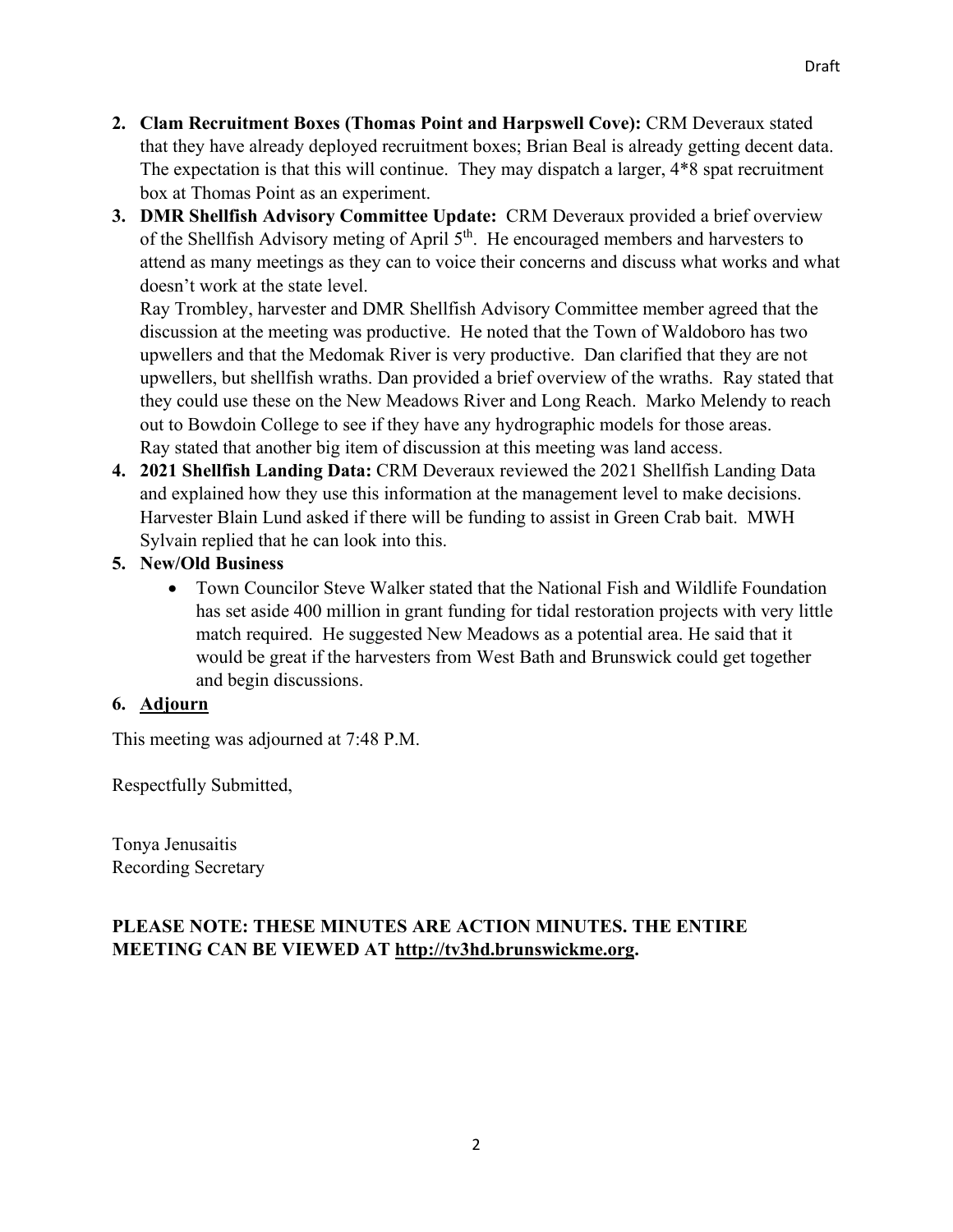2. **Clam Recruitment Boxes (Thomas Point and Harpswell Cove):** CRM Deveraux stated that they have already deployed recruitment boxes; Brian Beal is already getting decent data. The expectation is that this will continue. They may dispatch a larger, 4*8 spat recruitment box at Thomas Point as an experiment.
3. **DMR Shellfish Advisory Committee Update:** CRM Deveraux provided a brief overview of the Shellfish Advisory meting of April 5th. He encouraged members and harvesters to attend as many meetings as they can to voice their concerns and discuss what works and what doesn't work at the state level.

   Ray Trombley, harvester and DMR Shellfish Advisory Committee member agreed that the discussion at the meeting was productive. He noted that the Town of Waldoboro has two upwellers and that the Medomak River is very productive. Dan clarified that they are not upwellers, but shellfish wraths. Dan provided a brief overview of the wraths. Ray stated that they could use these on the New Meadows River and Long Reach. Marko Melendy to reach out to Bowdoin College to see if they have any hydrographic models for those areas. Ray stated that another big item of discussion at this meeting was land access.
4. **2021 Shellfish Landing Data:** CRM Deveraux reviewed the 2021 Shellfish Landing Data and explained how they use this information at the management level to make decisions. Harvester Blain Lund asked if there will be funding to assist in Green Crab bait. MWH Sylvain replied that he can look into this.
5. **New/Old Business**
   - Town Councilor Steve Walker stated that the National Fish and Wildlife Foundation has set aside 400 million in grant funding for tidal restoration projects with very little match required. He suggested New Meadows as a potential area. He said that it would be great if the harvesters from West Bath and Brunswick could get together and begin discussions.
6. **Adjourn**

This meeting was adjourned at 7:48 P.M.

Respectfully Submitted,

Tonya Jenusaitis
Recording Secretary

**PLEASE NOTE: THESE MINUTES ARE ACTION MINUTES. THE ENTIRE MEETING CAN BE VIEWED AT http://tv3hd.brunswickme.org.**